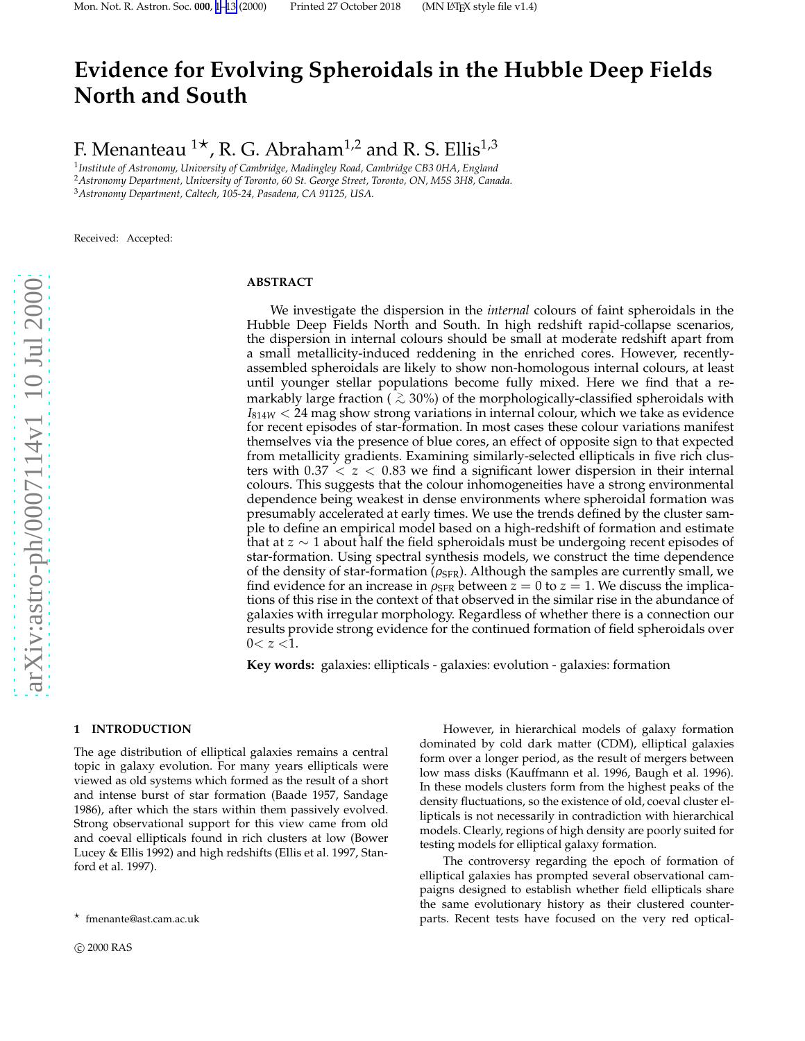# Evidence for Evolving Spheroidals in the Hubble Deep Fields North and South

F. Menanteau [1⋆], R. G. Abraham[1,2] and R. S. Ellis[1,3]

[1] *Institute of Astronomy, University of Cambridge, Madingley Road, Cambridge CB3 0HA, England*
[2] *Astronomy Department, University of Toronto, 60 St. George Street, Toronto, ON, M5S 3H8, Canada.*
[3] *Astronomy Department, Caltech, 105-24, Pasadena, CA 91125, USA.*

Received: Accepted:

## ABSTRACT

We investigate the dispersion in the *internal* colours of faint spheroidals in the Hubble Deep Fields North and South. In high redshift rapid-collapse scenarios, the dispersion in internal colours should be small at moderate redshift apart from a small metallicity-induced reddening in the enriched cores. However, recently-assembled spheroidals are likely to show non-homologous internal colours, at least until younger stellar populations become fully mixed. Here we find that a remarkably large fraction ($\gtrsim 30\%$) of the morphologically-classified spheroidals with $I_{814W} < 24$ mag show strong variations in internal colour, which we take as evidence for recent episodes of star-formation. In most cases these colour variations manifest themselves via the presence of blue cores, an effect of opposite sign to that expected from metallicity gradients. Examining similarly-selected ellipticals in five rich clusters with $0.37 < z < 0.83$ we find a significant lower dispersion in their internal colours. This suggests that the colour inhomogeneities have a strong environmental dependence being weakest in dense environments where spheroidal formation was presumably accelerated at early times. We use the trends defined by the cluster sample to define an empirical model based on a high-redshift of formation and estimate that at $z \sim 1$ about half the field spheroidals must be undergoing recent episodes of star-formation. Using spectral synthesis models, we construct the time dependence of the density of star-formation ($\rho_{\rm SFR}$). Although the samples are currently small, we find evidence for an increase in $\rho_{\rm SFR}$ between $z = 0$ to $z = 1$. We discuss the implications of this rise in the context of that observed in the similar rise in the abundance of galaxies with irregular morphology. Regardless of whether there is a connection our results provide strong evidence for the continued formation of field spheroidals over $0 < z < 1$.

**Key words:** galaxies: ellipticals - galaxies: evolution - galaxies: formation

## 1 INTRODUCTION

The age distribution of elliptical galaxies remains a central topic in galaxy evolution. For many years ellipticals were viewed as old systems which formed as the result of a short and intense burst of star formation (Baade 1957, Sandage 1986), after which the stars within them passively evolved. Strong observational support for this view came from old and coeval ellipticals found in rich clusters at low (Bower Lucey & Ellis 1992) and high redshifts (Ellis et al. 1997, Stanford et al. 1997).

However, in hierarchical models of galaxy formation dominated by cold dark matter (CDM), elliptical galaxies form over a longer period, as the result of mergers between low mass disks (Kauffmann et al. 1996, Baugh et al. 1996). In these models clusters form from the highest peaks of the density fluctuations, so the existence of old, coeval cluster ellipticals is not necessarily in contradiction with hierarchical models. Clearly, regions of high density are poorly suited for testing models for elliptical galaxy formation.

The controversy regarding the epoch of formation of elliptical galaxies has prompted several observational campaigns designed to establish whether field ellipticals share the same evolutionary history as their clustered counterparts. Recent tests have focused on the very red optical-

⋆ fmenante@ast.cam.ac.uk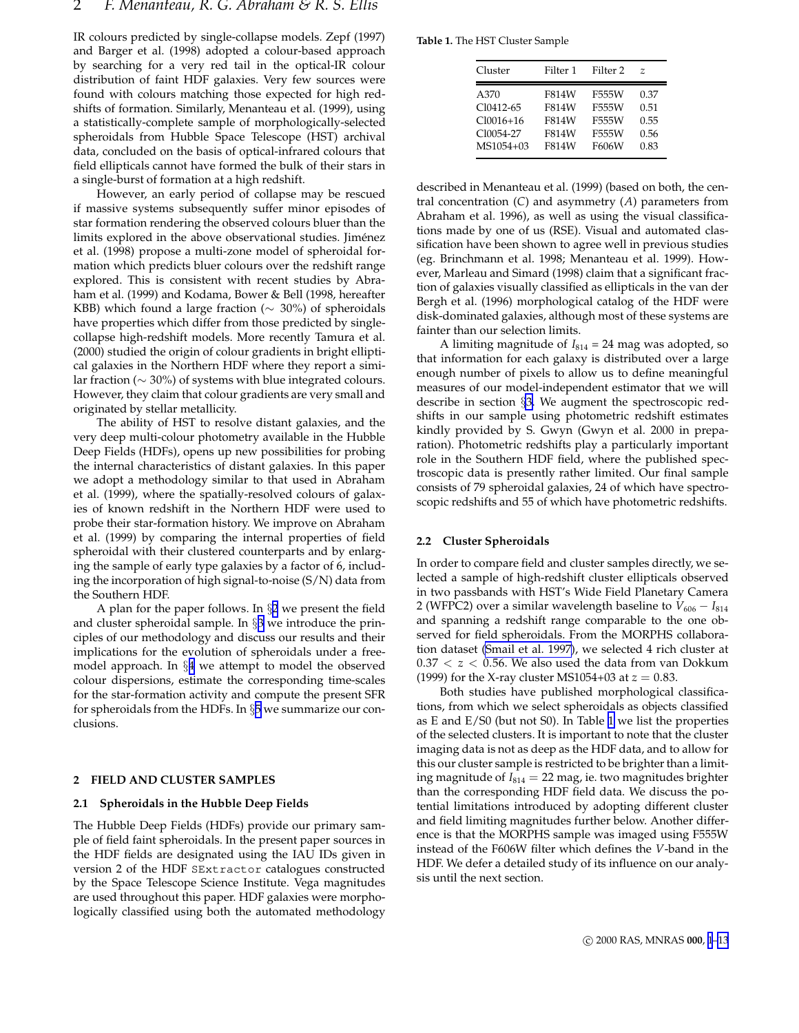IR colours predicted by single-collapse models. Zepf (1997) and Barger et al. (1998) adopted a colour-based approach by searching for a very red tail in the optical-IR colour distribution of faint HDF galaxies. Very few sources were found with colours matching those expected for high redshifts of formation. Similarly, Menanteau et al. (1999), using a statistically-complete sample of morphologically-selected spheroidals from Hubble Space Telescope (HST) archival data, concluded on the basis of optical-infrared colours that field ellipticals cannot have formed the bulk of their stars in a single-burst of formation at a high redshift.

However, an early period of collapse may be rescued if massive systems subsequently suffer minor episodes of star formation rendering the observed colours bluer than the limits explored in the above observational studies. Jiménez et al. (1998) propose a multi-zone model of spheroidal formation which predicts bluer colours over the redshift range explored. This is consistent with recent studies by Abraham et al. (1999) and Kodama, Bower & Bell (1998, hereafter KBB) which found a large fraction (∼ 30%) of spheroidals have properties which differ from those predicted by single-collapse high-redshift models. More recently Tamura et al. (2000) studied the origin of colour gradients in bright elliptical galaxies in the Northern HDF where they report a similar fraction (∼ 30%) of systems with blue integrated colours. However, they claim that colour gradients are very small and originated by stellar metallicity.

The ability of HST to resolve distant galaxies, and the very deep multi-colour photometry available in the Hubble Deep Fields (HDFs), opens up new possibilities for probing the internal characteristics of distant galaxies. In this paper we adopt a methodology similar to that used in Abraham et al. (1999), where the spatially-resolved colours of galaxies of known redshift in the Northern HDF were used to probe their star-formation history. We improve on Abraham et al. (1999) by comparing the internal properties of field spheroidal with their clustered counterparts and by enlarging the sample of early type galaxies by a factor of 6, including the incorporation of high signal-to-noise (S/N) data from the Southern HDF.

A plan for the paper follows. In §2 we present the field and cluster spheroidal sample. In §3 we introduce the principles of our methodology and discuss our results and their implications for the evolution of spheroidals under a free-model approach. In §4 we attempt to model the observed colour dispersions, estimate the corresponding time-scales for the star-formation activity and compute the present SFR for spheroidals from the HDFs. In §5 we summarize our conclusions.

## 2 FIELD AND CLUSTER SAMPLES

### 2.1 Spheroidals in the Hubble Deep Fields

The Hubble Deep Fields (HDFs) provide our primary sample of field faint spheroidals. In the present paper sources in the HDF fields are designated using the IAU IDs given in version 2 of the HDF `SExtractor` catalogues constructed by the Space Telescope Science Institute. Vega magnitudes are used throughout this paper. HDF galaxies were morphologically classified using both the automated methodology described in Menanteau et al. (1999) (based on both, the central concentration ($C$) and asymmetry ($A$) parameters from Abraham et al. 1996), as well as using the visual classifications made by one of us (RSE). Visual and automated classification have been shown to agree well in previous studies (eg. Brinchmann et al. 1998; Menanteau et al. 1999). However, Marleau and Simard (1998) claim that a significant fraction of galaxies visually classified as ellipticals in the van der Bergh et al. (1996) morphological catalog of the HDF were disk-dominated galaxies, although most of these systems are fainter than our selection limits.

A limiting magnitude of $I_{814} = 24$ mag was adopted, so that information for each galaxy is distributed over a large enough number of pixels to allow us to define meaningful measures of our model-independent estimator that we will describe in section §3. We augment the spectroscopic redshifts in our sample using photometric redshift estimates kindly provided by S. Gwyn (Gwyn et al. 2000 in preparation). Photometric redshifts play a particularly important role in the Southern HDF field, where the published spectroscopic data is presently rather limited. Our final sample consists of 79 spheroidal galaxies, 24 of which have spectroscopic redshifts and 55 of which have photometric redshifts.

**Table 1.** The HST Cluster Sample

| Cluster | Filter 1 | Filter 2 | $z$ |
|---|---|---|---|
| A370 | F814W | F555W | 0.37 |
| Cl0412-65 | F814W | F555W | 0.51 |
| Cl0016+16 | F814W | F555W | 0.55 |
| Cl0054-27 | F814W | F555W | 0.56 |
| MS1054+03 | F814W | F606W | 0.83 |

### 2.2 Cluster Spheroidals

In order to compare field and cluster samples directly, we selected a sample of high-redshift cluster ellipticals observed in two passbands with HST's Wide Field Planetary Camera 2 (WFPC2) over a similar wavelength baseline to $V_{606} - I_{814}$ and spanning a redshift range comparable to the one observed for field spheroidals. From the MORPHS collaboration dataset (Smail et al. 1997), we selected 4 rich cluster at $0.37 < z < 0.56$. We also used the data from van Dokkum (1999) for the X-ray cluster MS1054+03 at $z = 0.83$.

Both studies have published morphological classifications, from which we select spheroidals as objects classified as E and E/S0 (but not S0). In Table 1 we list the properties of the selected clusters. It is important to note that the cluster imaging data is not as deep as the HDF data, and to allow for this our cluster sample is restricted to be brighter than a limiting magnitude of $I_{814} = 22$ mag, ie. two magnitudes brighter than the corresponding HDF field data. We discuss the potential limitations introduced by adopting different cluster and field limiting magnitudes further below. Another difference is that the MORPHS sample was imaged using F555W instead of the F606W filter which defines the $V$-band in the HDF. We defer a detailed study of its influence on our analysis until the next section.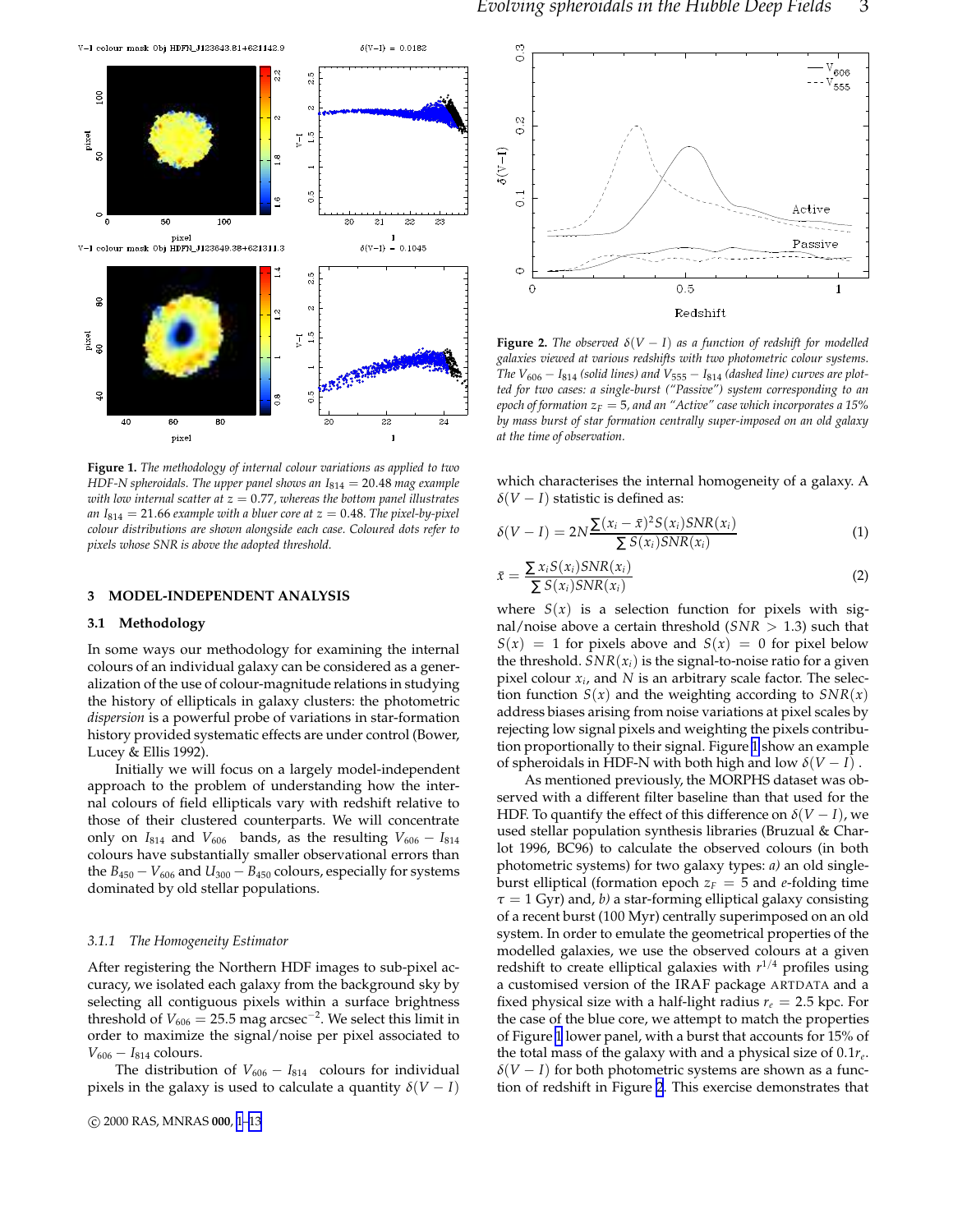**Figure 1.** *The methodology of internal colour variations as applied to two HDF-N spheroidals. The upper panel shows an $I_{814} = 20.48$ mag example with low internal scatter at $z = 0.77$, whereas the bottom panel illustrates an $I_{814} = 21.66$ example with a bluer core at $z = 0.48$. The pixel-by-pixel colour distributions are shown alongside each case. Coloured dots refer to pixels whose SNR is above the adopted threshold.*

## 3 MODEL-INDEPENDENT ANALYSIS

### 3.1 Methodology

In some ways our methodology for examining the internal colours of an individual galaxy can be considered as a generalization of the use of colour-magnitude relations in studying the history of ellipticals in galaxy clusters: the photometric *dispersion* is a powerful probe of variations in star-formation history provided systematic effects are under control (Bower, Lucey & Ellis 1992).

Initially we will focus on a largely model-independent approach to the problem of understanding how the internal colours of field ellipticals vary with redshift relative to those of their clustered counterparts. We will concentrate only on $I_{814}$ and $V_{606}$ bands, as the resulting $V_{606} - I_{814}$ colours have substantially smaller observational errors than the $B_{450} - V_{606}$ and $U_{300} - B_{450}$ colours, especially for systems dominated by old stellar populations.

#### 3.1.1 The Homogeneity Estimator

After registering the Northern HDF images to sub-pixel accuracy, we isolated each galaxy from the background sky by selecting all contiguous pixels within a surface brightness threshold of $V_{606} = 25.5$ mag arcsec$^{-2}$. We select this limit in order to maximize the signal/noise per pixel associated to $V_{606} - I_{814}$ colours.

The distribution of $V_{606} - I_{814}$ colours for individual pixels in the galaxy is used to calculate a quantity $\delta(V - I)$ which characterises the internal homogeneity of a galaxy. A $\delta(V - I)$ statistic is defined as:

$$\delta(V-I) = 2N\frac{\sum (x_i - \bar{x})^2 S(x_i) SNR(x_i)}{\sum S(x_i) SNR(x_i)} \quad (1)$$

$$\bar{x} = \frac{\sum x_i S(x_i) SNR(x_i)}{\sum S(x_i) SNR(x_i)} \quad (2)$$

where $S(x)$ is a selection function for pixels with signal/noise above a certain threshold ($SNR > 1.3$) such that $S(x) = 1$ for pixels above and $S(x) = 0$ for pixel below the threshold. $SNR(x_i)$ is the signal-to-noise ratio for a given pixel colour $x_i$, and $N$ is an arbitrary scale factor. The selection function $S(x)$ and the weighting according to $SNR(x)$ address biases arising from noise variations at pixel scales by rejecting low signal pixels and weighting the pixels contribution proportionally to their signal. Figure 1 show an example of spheroidals in HDF-N with both high and low $\delta(V - I)$ .

As mentioned previously, the MORPHS dataset was observed with a different filter baseline than that used for the HDF. To quantify the effect of this difference on $\delta(V - I)$, we used stellar population synthesis libraries (Bruzual & Charlot 1996, BC96) to calculate the observed colours (in both photometric systems) for two galaxy types: *a)* an old single-burst elliptical (formation epoch $z_F = 5$ and *e*-folding time $\tau = 1$ Gyr) and, *b)* a star-forming elliptical galaxy consisting of a recent burst (100 Myr) centrally superimposed on an old system. In order to emulate the geometrical properties of the modelled galaxies, we use the observed colours at a given redshift to create elliptical galaxies with $r^{1/4}$ profiles using a customised version of the IRAF package ARTDATA and a fixed physical size with a half-light radius $r_e = 2.5$ kpc. For the case of the blue core, we attempt to match the properties of Figure 1 lower panel, with a burst that accounts for 15% of the total mass of the galaxy with and a physical size of $0.1r_e$. $\delta(V - I)$ for both photometric systems are shown as a function of redshift in Figure 2. This exercise demonstrates that

**Figure 2.** *The observed $\delta(V - I)$ as a function of redshift for modelled galaxies viewed at various redshifts with two photometric colour systems. The $V_{606} - I_{814}$ (solid lines) and $V_{555} - I_{814}$ (dashed line) curves are plotted for two cases: a single-burst ("Passive") system corresponding to an epoch of formation $z_F = 5$, and an "Active" case which incorporates a 15% by mass burst of star formation centrally super-imposed on an old galaxy at the time of observation.*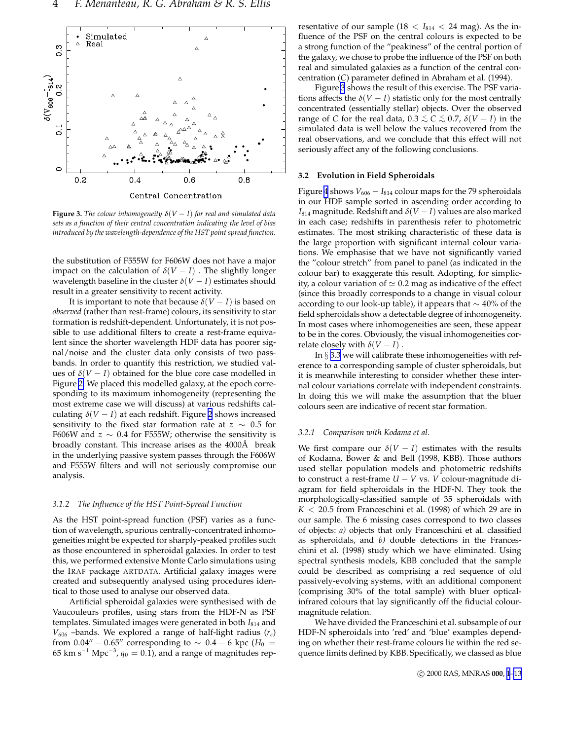**Figure 3.** *The colour inhomogeneity $\delta(V-I)$ for real and simulated data sets as a function of their central concentration indicating the level of bias introduced by the wavelength-dependence of the HST point spread function.*

the substitution of F555W for F606W does not have a major impact on the calculation of $\delta(V-I)$ . The slightly longer wavelength baseline in the cluster $\delta(V-I)$ estimates should result in a greater sensitivity to recent activity.

It is important to note that because $\delta(V-I)$ is based on *observed* (rather than rest-frame) colours, its sensitivity to star formation is redshift-dependent. Unfortunately, it is not possible to use additional filters to create a rest-frame equivalent since the shorter wavelength HDF data has poorer signal/noise and the cluster data only consists of two passbands. In order to quantify this restriction, we studied values of $\delta(V-I)$ obtained for the blue core case modelled in Figure 2. We placed this modelled galaxy, at the epoch corresponding to its maximum inhomogeneity (representing the most extreme case we will discuss) at various redshifts calculating $\delta(V-I)$ at each redshift. Figure 2 shows increased sensitivity to the fixed star formation rate at $z \sim 0.5$ for F606W and $z \sim 0.4$ for F555W; otherwise the sensitivity is broadly constant. This increase arises as the 4000Å break in the underlying passive system passes through the F606W and F555W filters and will not seriously compromise our analysis.

#### 3.1.2 The Influence of the HST Point-Spread Function

As the HST point-spread function (PSF) varies as a function of wavelength, spurious centrally-concentrated inhomogeneities might be expected for sharply-peaked profiles such as those encountered in spheroidal galaxies. In order to test this, we performed extensive Monte Carlo simulations using the IRAF package ARTDATA. Artificial galaxy images were created and subsequently analysed using procedures identical to those used to analyse our observed data.

Artificial spheroidal galaxies were synthesised with de Vaucouleurs profiles, using stars from the HDF-N as PSF templates. Simulated images were generated in both $I_{814}$ and $V_{606}$ –bands. We explored a range of half-light radius ($r_e$) from $0.04'' - 0.65''$ corresponding to $\sim 0.4 - 6$ kpc ($H_0 = 65$ km s$^{-1}$ Mpc$^{-3}$, $q_0 = 0.1$), and a range of magnitudes representative of our sample ($18 < I_{814} < 24$ mag). As the influence of the PSF on the central colours is expected to be a strong function of the "peakiness" of the central portion of the galaxy, we chose to probe the influence of the PSF on both real and simulated galaxies as a function of the central concentration (C) parameter defined in Abraham et al. (1994).

Figure 3 shows the result of this exercise. The PSF variations affects the $\delta(V-I)$ statistic only for the most centrally concentrated (essentially stellar) objects. Over the observed range of $C$ for the real data, $0.3 \lesssim C \lesssim 0.7$, $\delta(V-I)$ in the simulated data is well below the values recovered from the real observations, and we conclude that this effect will not seriously affect any of the following conclusions.

### 3.2 Evolution in Field Spheroidals

Figure 4 shows $V_{606} - I_{814}$ colour maps for the 79 spheroidals in our HDF sample sorted in ascending order according to $I_{814}$ magnitude. Redshift and $\delta(V-I)$ values are also marked in each case; redshifts in parenthesis refer to photometric estimates. The most striking characteristic of these data is the large proportion with significant internal colour variations. We emphasise that we have not significantly varied the "colour stretch" from panel to panel (as indicated in the colour bar) to exaggerate this result. Adopting, for simplicity, a colour variation of $\simeq 0.2$ mag as indicative of the effect (since this broadly corresponds to a change in visual colour according to our look-up table), it appears that $\sim 40\%$ of the field spheroidals show a detectable degree of inhomogeneity. In most cases where inhomogeneities are seen, these appear to be in the cores. Obviously, the visual inhomogeneities correlate closely with $\delta(V-I)$ .

In § 3.3 we will calibrate these inhomogeneities with reference to a corresponding sample of cluster spheroidals, but it is meanwhile interesting to consider whether these internal colour variations correlate with independent constraints. In doing this we will make the assumption that the bluer colours seen are indicative of recent star formation.

#### 3.2.1 Comparison with Kodama et al.

We first compare our $\delta(V-I)$ estimates with the results of Kodama, Bower & and Bell (1998, KBB). Those authors used stellar population models and photometric redshifts to construct a rest-frame $U-V$ vs. $V$ colour-magnitude diagram for field spheroidals in the HDF-N. They took the morphologically-classified sample of 35 spheroidals with $K < 20.5$ from Franceschini et al. (1998) of which 29 are in our sample. The 6 missing cases correspond to two classes of objects: *a)* objects that only Franceschini et al. classified as spheroidals, and *b)* double detections in the Franceschini et al. (1998) study which we have eliminated. Using spectral synthesis models, KBB concluded that the sample could be described as comprising a red sequence of old passively-evolving systems, with an additional component (comprising 30% of the total sample) with bluer optical-infrared colours that lay significantly off the fiducial colour-magnitude relation.

We have divided the Franceschini et al. subsample of our HDF-N spheroidals into 'red' and 'blue' examples depending on whether their rest-frame colours lie within the red sequence limits defined by KBB. Specifically, we classed as blue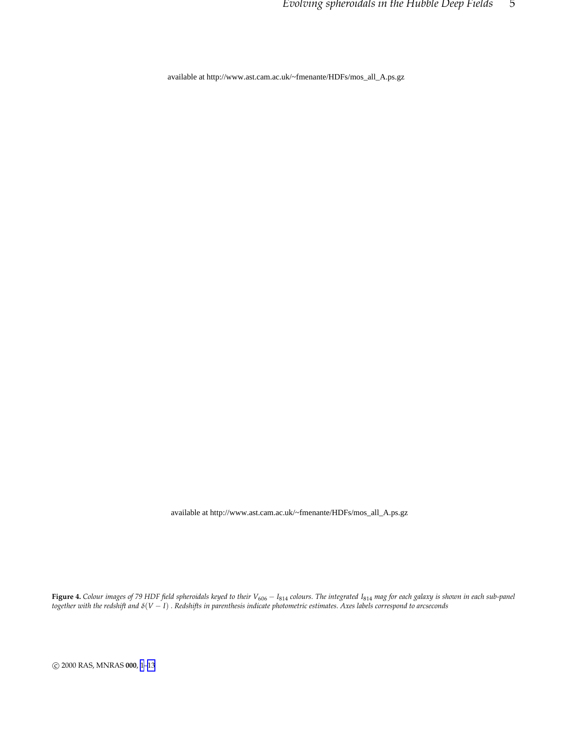available at http://www.ast.cam.ac.uk/~fmenante/HDFs/mos_all_A.ps.gz

available at http://www.ast.cam.ac.uk/~fmenante/HDFs/mos_all_A.ps.gz

**Figure 4.** *Colour images of 79 HDF field spheroidals keyed to their $V_{606} - I_{814}$ colours. The integrated $I_{814}$ mag for each galaxy is shown in each sub-panel together with the redshift and $\delta(V - I)$ . Redshifts in parenthesis indicate photometric estimates. Axes labels correspond to arcseconds*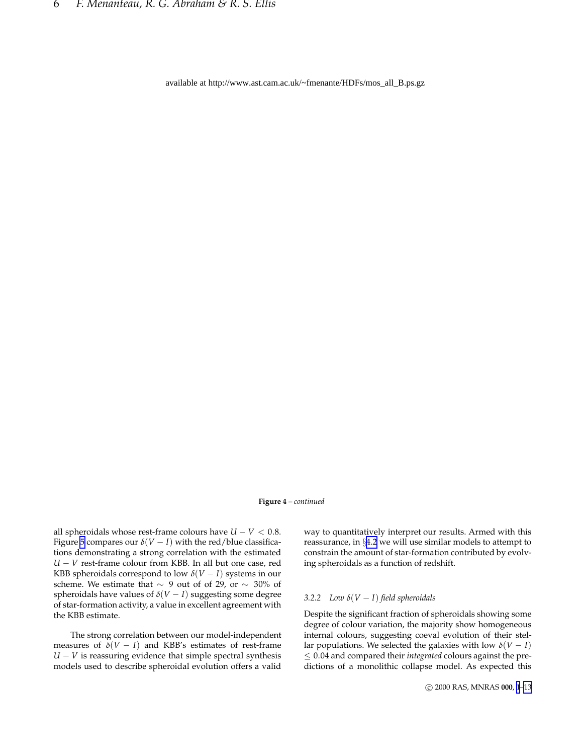available at http://www.ast.cam.ac.uk/~fmenante/HDFs/mos_all_B.ps.gz

**Figure 4** – *continued*

all spheroidals whose rest-frame colours have $U - V < 0.8$. Figure 5 compares our $\delta(V - I)$ with the red/blue classifications demonstrating a strong correlation with the estimated $U - V$ rest-frame colour from KBB. In all but one case, red KBB spheroidals correspond to low $\delta(V - I)$ systems in our scheme. We estimate that $\sim$ 9 out of of 29, or $\sim$ 30% of spheroidals have values of $\delta(V - I)$ suggesting some degree of star-formation activity, a value in excellent agreement with the KBB estimate.

The strong correlation between our model-independent measures of $\delta(V - I)$ and KBB's estimates of rest-frame $U - V$ is reassuring evidence that simple spectral synthesis models used to describe spheroidal evolution offers a valid way to quantitatively interpret our results. Armed with this reassurance, in §4.2 we will use similar models to attempt to constrain the amount of star-formation contributed by evolving spheroidals as a function of redshift.

#### 3.2.2 Low $\delta(V - I)$ field spheroidals

Despite the significant fraction of spheroidals showing some degree of colour variation, the majority show homogeneous internal colours, suggesting coeval evolution of their stellar populations. We selected the galaxies with low $\delta(V - I)$ $\leq 0.04$ and compared their *integrated* colours against the predictions of a monolithic collapse model. As expected this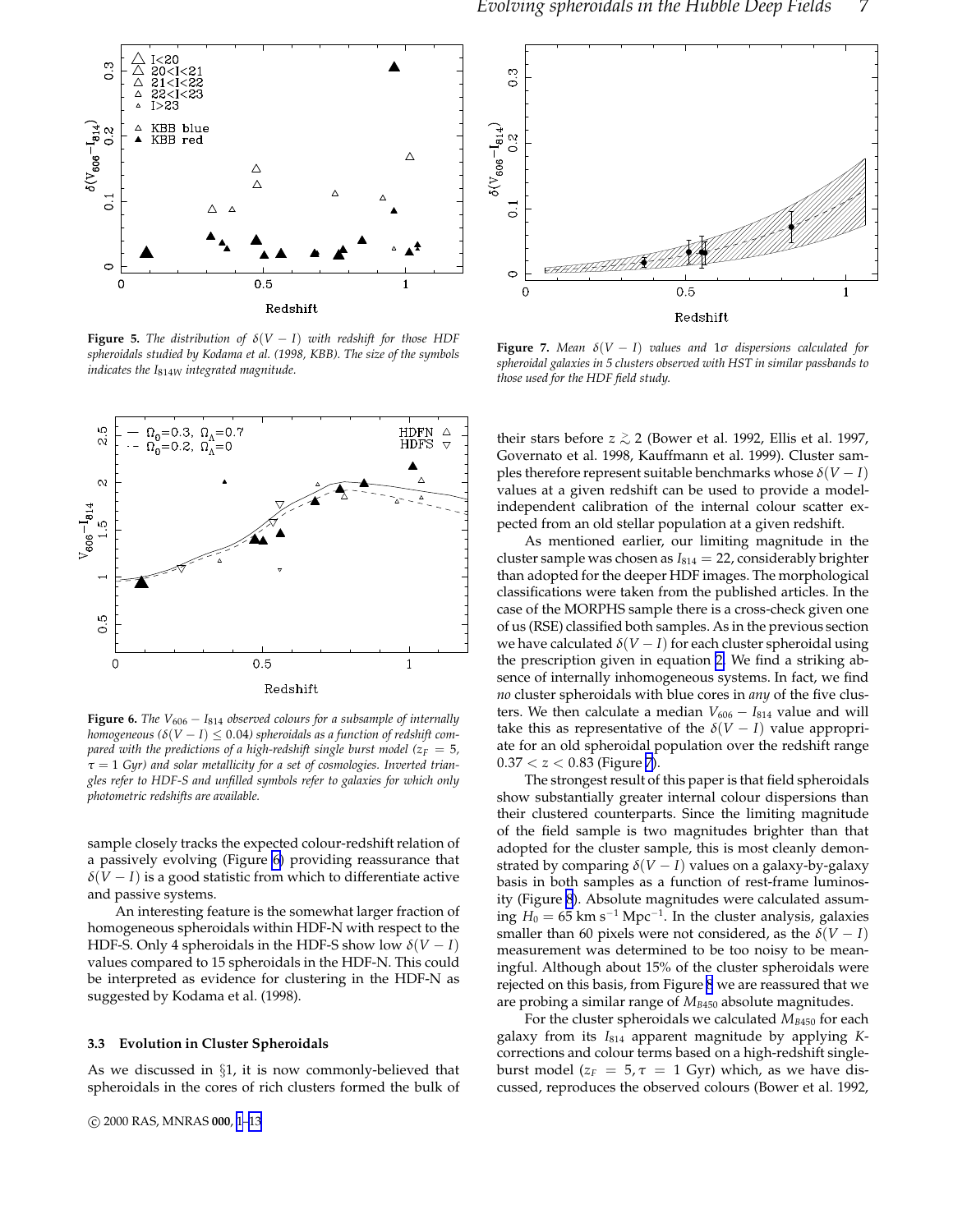**Figure 5.** *The distribution of $\delta(V-I)$ with redshift for those HDF spheroidals studied by Kodama et al. (1998, KBB). The size of the symbols indicates the $I_{814W}$ integrated magnitude.*

**Figure 7.** *Mean $\delta(V-I)$ values and $1\sigma$ dispersions calculated for spheroidal galaxies in 5 clusters observed with HST in similar passbands to those used for the HDF field study.*

**Figure 6.** *The $V_{606}-I_{814}$ observed colours for a subsample of internally homogeneous ($\delta(V-I) \leq 0.04$) spheroidals as a function of redshift compared with the predictions of a high-redshift single burst model ($z_F = 5$, $\tau = 1$ Gyr) and solar metallicity for a set of cosmologies. Inverted triangles refer to HDF-S and unfilled symbols refer to galaxies for which only photometric redshifts are available.*

sample closely tracks the expected colour-redshift relation of a passively evolving (Figure 6) providing reassurance that $\delta(V-I)$ is a good statistic from which to differentiate active and passive systems.

An interesting feature is the somewhat larger fraction of homogeneous spheroidals within HDF-N with respect to the HDF-S. Only 4 spheroidals in the HDF-S show low $\delta(V-I)$ values compared to 15 spheroidals in the HDF-N. This could be interpreted as evidence for clustering in the HDF-N as suggested by Kodama et al. (1998).

### 3.3 Evolution in Cluster Spheroidals

As we discussed in §1, it is now commonly-believed that spheroidals in the cores of rich clusters formed the bulk of their stars before $z \gtrsim 2$ (Bower et al. 1992, Ellis et al. 1997, Governato et al. 1998, Kauffmann et al. 1999). Cluster samples therefore represent suitable benchmarks whose $\delta(V-I)$ values at a given redshift can be used to provide a model-independent calibration of the internal colour scatter expected from an old stellar population at a given redshift.

As mentioned earlier, our limiting magnitude in the cluster sample was chosen as $I_{814} = 22$, considerably brighter than adopted for the deeper HDF images. The morphological classifications were taken from the published articles. In the case of the MORPHS sample there is a cross-check given one of us (RSE) classified both samples. As in the previous section we have calculated $\delta(V-I)$ for each cluster spheroidal using the prescription given in equation 2. We find a striking absence of internally inhomogeneous systems. In fact, we find *no* cluster spheroidals with blue cores in *any* of the five clusters. We then calculate a median $V_{606}-I_{814}$ value and will take this as representative of the $\delta(V-I)$ value appropriate for an old spheroidal population over the redshift range $0.37 < z < 0.83$ (Figure 7).

The strongest result of this paper is that field spheroidals show substantially greater internal colour dispersions than their clustered counterparts. Since the limiting magnitude of the field sample is two magnitudes brighter than that adopted for the cluster sample, this is most cleanly demonstrated by comparing $\delta(V-I)$ values on a galaxy-by-galaxy basis in both samples as a function of rest-frame luminosity (Figure 8). Absolute magnitudes were calculated assuming $H_0 = 65$ km s$^{-1}$ Mpc$^{-1}$. In the cluster analysis, galaxies smaller than 60 pixels were not considered, as the $\delta(V-I)$ measurement was determined to be too noisy to be meaningful. Although about 15% of the cluster spheroidals were rejected on this basis, from Figure 8 we are reassured that we are probing a similar range of $M_{B450}$ absolute magnitudes.

For the cluster spheroidals we calculated $M_{B450}$ for each galaxy from its $I_{814}$ apparent magnitude by applying $K$-corrections and colour terms based on a high-redshift single-burst model ($z_F = 5, \tau = 1$ Gyr) which, as we have discussed, reproduces the observed colours (Bower et al. 1992,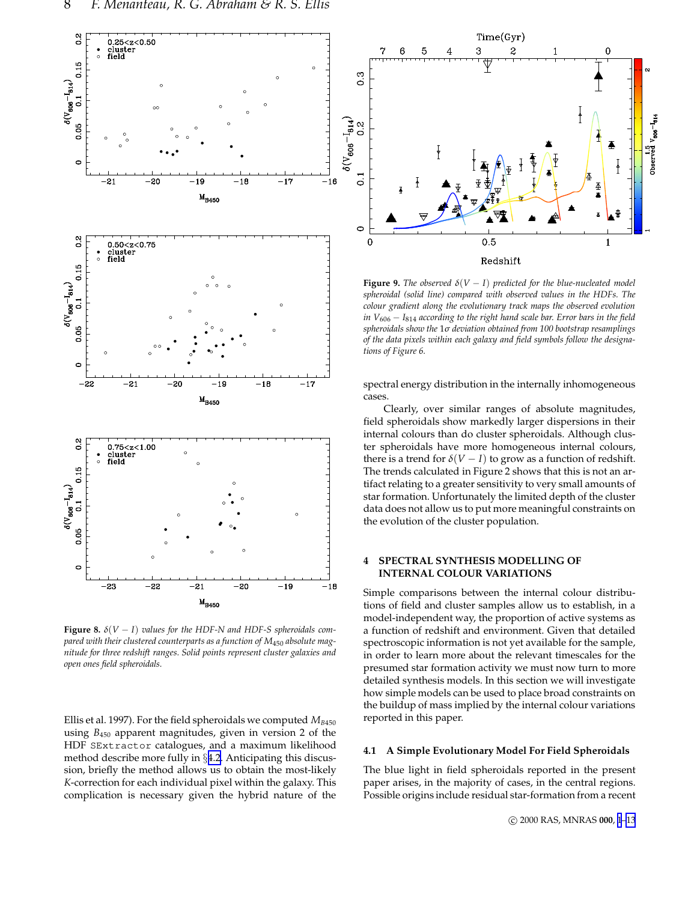Figure 8. $\delta(V-I)$ values for the HDF-N and HDF-S spheroidals compared with their clustered counterparts as a function of $M_{450}$ absolute magnitude for three redshift ranges. Solid points represent cluster galaxies and open ones field spheroidals.

Ellis et al. 1997). For the field spheroidals we computed $M_{B450}$ using $B_{450}$ apparent magnitudes, given in version 2 of the HDF `SExtractor` catalogues, and a maximum likelihood method describe more fully in §4.2. Anticipating this discussion, briefly the method allows us to obtain the most-likely $K$-correction for each individual pixel within the galaxy. This complication is necessary given the hybrid nature of the spectral energy distribution in the internally inhomogeneous cases.

Figure 9. The observed $\delta(V-I)$ predicted for the blue-nucleated model spheroidal (solid line) compared with observed values in the HDFs. The colour gradient along the evolutionary track maps the observed evolution in $V_{606} - I_{814}$ according to the right hand scale bar. Error bars in the field spheroidals show the $1\sigma$ deviation obtained from 100 bootstrap resamplings of the data pixels within each galaxy and field symbols follow the designations of Figure 6.

Clearly, over similar ranges of absolute magnitudes, field spheroidals show markedly larger dispersions in their internal colours than do cluster spheroidals. Although cluster spheroidals have more homogeneous internal colours, there is a trend for $\delta(V-I)$ to grow as a function of redshift. The trends calculated in Figure 2 shows that this is not an artifact relating to a greater sensitivity to very small amounts of star formation. Unfortunately the limited depth of the cluster data does not allow us to put more meaningful constraints on the evolution of the cluster population.

## 4 SPECTRAL SYNTHESIS MODELLING OF INTERNAL COLOUR VARIATIONS

Simple comparisons between the internal colour distributions of field and cluster samples allow us to establish, in a model-independent way, the proportion of active systems as a function of redshift and environment. Given that detailed spectroscopic information is not yet available for the sample, in order to learn more about the relevant timescales for the presumed star formation activity we must now turn to more detailed synthesis models. In this section we will investigate how simple models can be used to place broad constraints on the buildup of mass implied by the internal colour variations reported in this paper.

### 4.1 A Simple Evolutionary Model For Field Spheroidals

The blue light in field spheroidals reported in the present paper arises, in the majority of cases, in the central regions. Possible origins include residual star-formation from a recent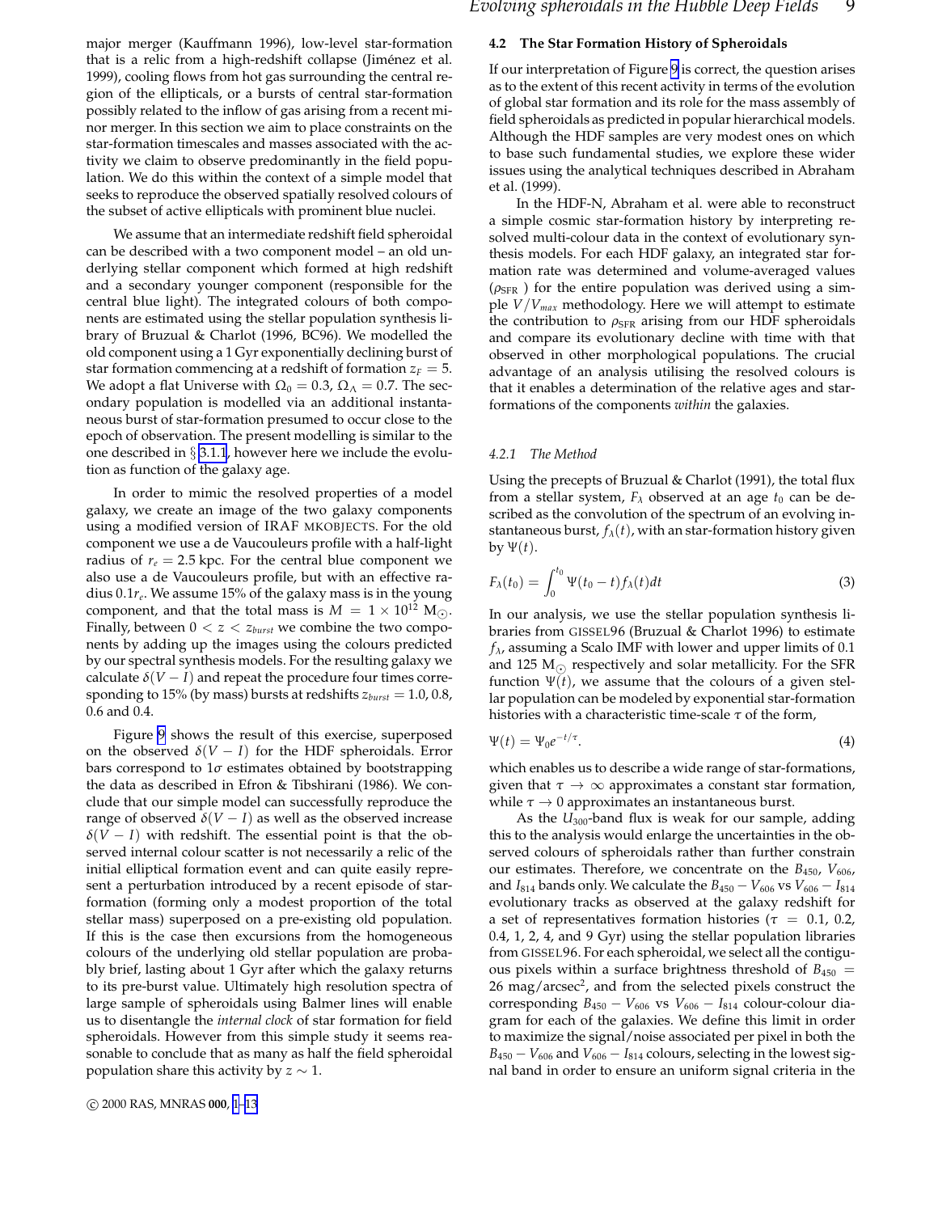major merger (Kauffmann 1996), low-level star-formation that is a relic from a high-redshift collapse (Jiménez et al. 1999), cooling flows from hot gas surrounding the central region of the ellipticals, or a bursts of central star-formation possibly related to the inflow of gas arising from a recent minor merger. In this section we aim to place constraints on the star-formation timescales and masses associated with the activity we claim to observe predominantly in the field population. We do this within the context of a simple model that seeks to reproduce the observed spatially resolved colours of the subset of active ellipticals with prominent blue nuclei.

We assume that an intermediate redshift field spheroidal can be described with a two component model – an old underlying stellar component which formed at high redshift and a secondary younger component (responsible for the central blue light). The integrated colours of both components are estimated using the stellar population synthesis library of Bruzual & Charlot (1996, BC96). We modelled the old component using a 1 Gyr exponentially declining burst of star formation commencing at a redshift of formation $z_F = 5$. We adopt a flat Universe with $\Omega_0 = 0.3$, $\Omega_\Lambda = 0.7$. The secondary population is modelled via an additional instantaneous burst of star-formation presumed to occur close to the epoch of observation. The present modelling is similar to the one described in § 3.1.1, however here we include the evolution as function of the galaxy age.

In order to mimic the resolved properties of a model galaxy, we create an image of the two galaxy components using a modified version of IRAF MKOBJECTS. For the old component we use a de Vaucouleurs profile with a half-light radius of $r_e = 2.5$ kpc. For the central blue component we also use a de Vaucouleurs profile, but with an effective radius $0.1r_e$. We assume 15% of the galaxy mass is in the young component, and that the total mass is $M = 1 \times 10^{12}$ M$_\odot$. Finally, between $0 < z < z_{burst}$ we combine the two components by adding up the images using the colours predicted by our spectral synthesis models. For the resulting galaxy we calculate $\delta(V - I)$ and repeat the procedure four times corresponding to 15% (by mass) bursts at redshifts $z_{burst} = 1.0, 0.8, 0.6$ and 0.4.

Figure 9 shows the result of this exercise, superposed on the observed $\delta(V - I)$ for the HDF spheroidals. Error bars correspond to $1\sigma$ estimates obtained by bootstrapping the data as described in Efron & Tibshirani (1986). We conclude that our simple model can successfully reproduce the range of observed $\delta(V - I)$ as well as the observed increase $\delta(V - I)$ with redshift. The essential point is that the observed internal colour scatter is not necessarily a relic of the initial elliptical formation event and can quite easily represent a perturbation introduced by a recent episode of star-formation (forming only a modest proportion of the total stellar mass) superposed on a pre-existing old population. If this is the case then excursions from the homogeneous colours of the underlying old stellar population are probably brief, lasting about 1 Gyr after which the galaxy returns to its pre-burst value. Ultimately high resolution spectra of large sample of spheroidals using Balmer lines will enable us to disentangle the *internal clock* of star formation for field spheroidals. However from this simple study it seems reasonable to conclude that as many as half the field spheroidal population share this activity by $z \sim 1$.

## 4.2 The Star Formation History of Spheroidals

If our interpretation of Figure 9 is correct, the question arises as to the extent of this recent activity in terms of the evolution of global star formation and its role for the mass assembly of field spheroidals as predicted in popular hierarchical models. Although the HDF samples are very modest ones on which to base such fundamental studies, we explore these wider issues using the analytical techniques described in Abraham et al. (1999).

In the HDF-N, Abraham et al. were able to reconstruct a simple cosmic star-formation history by interpreting resolved multi-colour data in the context of evolutionary synthesis models. For each HDF galaxy, an integrated star formation rate was determined and volume-averaged values ($\rho_{\rm SFR}$ ) for the entire population was derived using a simple $V/V_{max}$ methodology. Here we will attempt to estimate the contribution to $\rho_{\rm SFR}$ arising from our HDF spheroidals and compare its evolutionary decline with time with that observed in other morphological populations. The crucial advantage of an analysis utilising the resolved colours is that it enables a determination of the relative ages and star-formations of the components *within* the galaxies.

### 4.2.1 The Method

Using the precepts of Bruzual & Charlot (1991), the total flux from a stellar system, $F_\lambda$ observed at an age $t_0$ can be described as the convolution of the spectrum of an evolving instantaneous burst, $f_\lambda(t)$, with an star-formation history given by $\Psi(t)$.

$$F_\lambda(t_0) = \int_0^{t_0} \Psi(t_0 - t) f_\lambda(t) dt \tag{3}$$

In our analysis, we use the stellar population synthesis libraries from GISSEL96 (Bruzual & Charlot 1996) to estimate $f_\lambda$, assuming a Scalo IMF with lower and upper limits of 0.1 and 125 M$_\odot$ respectively and solar metallicity. For the SFR function $\Psi(t)$, we assume that the colours of a given stellar population can be modeled by exponential star-formation histories with a characteristic time-scale $\tau$ of the form,

$$\Psi(t) = \Psi_0 e^{-t/\tau}. \tag{4}$$

which enables us to describe a wide range of star-formations, given that $\tau \to \infty$ approximates a constant star formation, while $\tau \to 0$ approximates an instantaneous burst.

As the $U_{300}$-band flux is weak for our sample, adding this to the analysis would enlarge the uncertainties in the observed colours of spheroidals rather than further constrain our estimates. Therefore, we concentrate on the $B_{450}$, $V_{606}$, and $I_{814}$ bands only. We calculate the $B_{450} - V_{606}$ vs $V_{606} - I_{814}$ evolutionary tracks as observed at the galaxy redshift for a set of representatives formation histories ($\tau$ = 0.1, 0.2, 0.4, 1, 2, 4, and 9 Gyr) using the stellar population libraries from GISSEL96. For each spheroidal, we select all the contiguous pixels within a surface brightness threshold of $B_{450}$ = 26 mag/arcsec$^2$, and from the selected pixels construct the corresponding $B_{450} - V_{606}$ vs $V_{606} - I_{814}$ colour-colour diagram for each of the galaxies. We define this limit in order to maximize the signal/noise associated per pixel in both the $B_{450} - V_{606}$ and $V_{606} - I_{814}$ colours, selecting in the lowest signal band in order to ensure an uniform signal criteria in the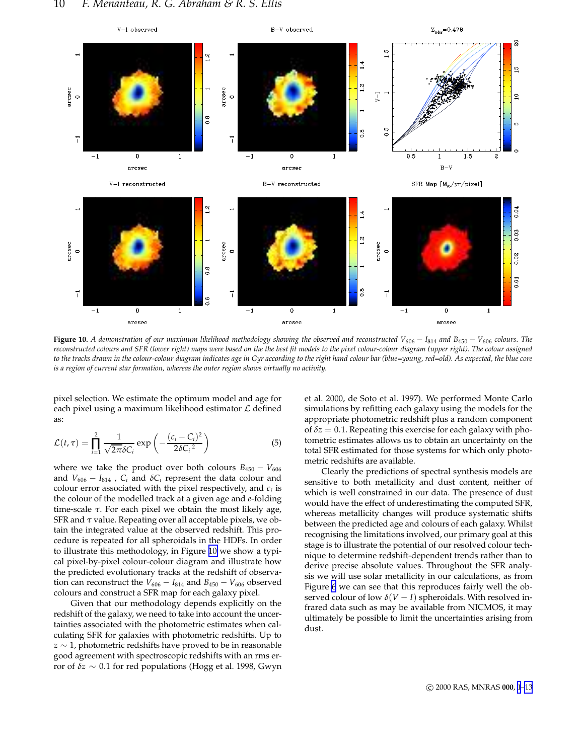**Figure 10.** *A demonstration of our maximum likelihood methodology showing the observed and reconstructed $V_{606} - I_{814}$ and $B_{450} - V_{606}$ colours. The reconstructed colours and SFR (lower right) maps were based on the the best fit models to the pixel colour-colour diagram (upper right). The colour assigned to the tracks drawn in the colour-colour diagram indicates age in Gyr according to the right hand colour bar (blue=young, red=old). As expected, the blue core is a region of current star formation, whereas the outer region shows virtually no activity.*

pixel selection. We estimate the optimum model and age for each pixel using a maximum likelihood estimator $\mathcal{L}$ defined as:

$$\mathcal{L}(t,\tau) = \prod_{i=1}^{2} \frac{1}{\sqrt{2\pi}\delta C_i} \exp\left(-\frac{(c_i - C_i)^2}{2\delta C_i{}^2}\right) \qquad (5)$$

where we take the product over both colours $B_{450} - V_{606}$ and $V_{606} - I_{814}$ , $C_i$ and $\delta C_i$ represent the data colour and colour error associated with the pixel respectively, and $c_i$ is the colour of the modelled track at a given age and $e$-folding time-scale $\tau$. For each pixel we obtain the most likely age, SFR and $\tau$ value. Repeating over all acceptable pixels, we obtain the integrated value at the observed redshift. This procedure is repeated for all spheroidals in the HDFs. In order to illustrate this methodology, in Figure 10 we show a typical pixel-by-pixel colour-colour diagram and illustrate how the predicted evolutionary tracks at the redshift of observation can reconstruct the $V_{606} - I_{814}$ and $B_{450} - V_{606}$ observed colours and construct a SFR map for each galaxy pixel.

Given that our methodology depends explicitly on the redshift of the galaxy, we need to take into account the uncertainties associated with the photometric estimates when calculating SFR for galaxies with photometric redshifts. Up to $z \sim 1$, photometric redshifts have proved to be in reasonable good agreement with spectroscopic redshifts with an rms error of $\delta z \sim 0.1$ for red populations (Hogg et al. 1998, Gwyn et al. 2000, de Soto et al. 1997). We performed Monte Carlo simulations by refitting each galaxy using the models for the appropriate photometric redshift plus a random component of $\delta z = 0.1$. Repeating this exercise for each galaxy with photometric estimates allows us to obtain an uncertainty on the total SFR estimated for those systems for which only photometric redshifts are available.

Clearly the predictions of spectral synthesis models are sensitive to both metallicity and dust content, neither of which is well constrained in our data. The presence of dust would have the effect of underestimating the computed SFR, whereas metallicity changes will produce systematic shifts between the predicted age and colours of each galaxy. Whilst recognising the limitations involved, our primary goal at this stage is to illustrate the potential of our resolved colour technique to determine redshift-dependent trends rather than to derive precise absolute values. Throughout the SFR analysis we will use solar metallicity in our calculations, as from Figure 6 we can see that this reproduces fairly well the observed colour of low $\delta(V - I)$ spheroidals. With resolved infrared data such as may be available from NICMOS, it may ultimately be possible to limit the uncertainties arising from dust.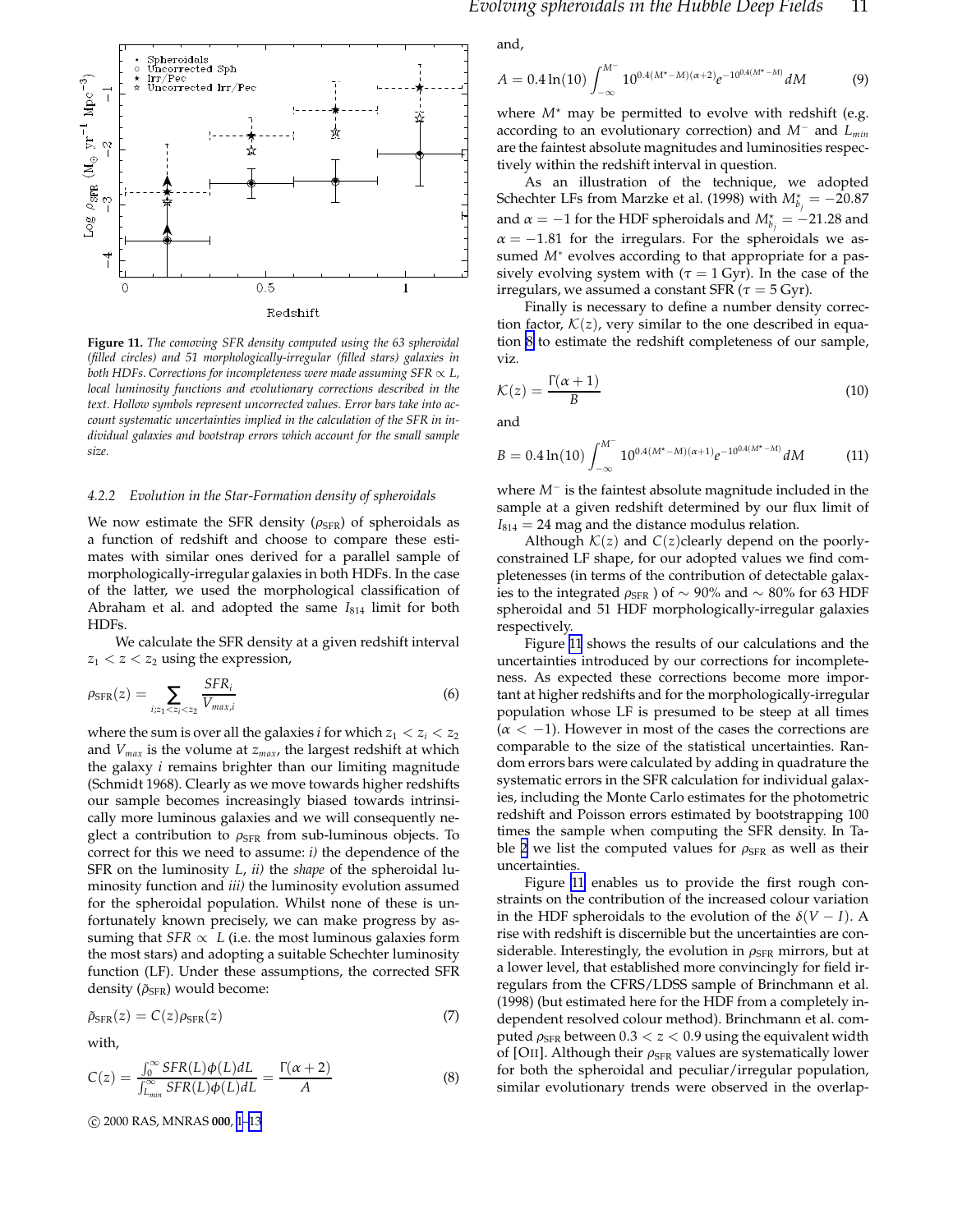Figure 11. *The comoving SFR density computed using the 63 spheroidal (filled circles) and 51 morphologically-irregular (filled stars) galaxies in both HDFs. Corrections for incompleteness were made assuming SFR ∝ L, local luminosity functions and evolutionary corrections described in the text. Hollow symbols represent uncorrected values. Error bars take into account systematic uncertainties implied in the calculation of the SFR in individual galaxies and bootstrap errors which account for the small sample size.*

### 4.2.2 Evolution in the Star-Formation density of spheroidals

We now estimate the SFR density ($\rho_{\rm SFR}$) of spheroidals as a function of redshift and choose to compare these estimates with similar ones derived for a parallel sample of morphologically-irregular galaxies in both HDFs. In the case of the latter, we used the morphological classification of Abraham et al. and adopted the same $I_{814}$ limit for both HDFs.

We calculate the SFR density at a given redshift interval $z_1 < z < z_2$ using the expression,

$$\rho_{\rm SFR}(z) = \sum_{i; z_1 < z_i < z_2} \frac{SFR_i}{V_{max,i}} \tag{6}$$

where the sum is over all the galaxies $i$ for which $z_1 < z_i < z_2$ and $V_{max}$ is the volume at $z_{max}$, the largest redshift at which the galaxy $i$ remains brighter than our limiting magnitude (Schmidt 1968). Clearly as we move towards higher redshifts our sample becomes increasingly biased towards intrinsically more luminous galaxies and we will consequently neglect a contribution to $\rho_{\rm SFR}$ from sub-luminous objects. To correct for this we need to assume: *i)* the dependence of the SFR on the luminosity $L$, *ii)* the *shape* of the spheroidal luminosity function and *iii)* the luminosity evolution assumed for the spheroidal population. Whilst none of these is unfortunately known precisely, we can make progress by assuming that $SFR \propto L$ (i.e. the most luminous galaxies form the most stars) and adopting a suitable Schechter luminosity function (LF). Under these assumptions, the corrected SFR density ($\tilde{\rho}_{\rm SFR}$) would become:

$$\tilde{\rho}_{\rm SFR}(z) = C(z)\rho_{\rm SFR}(z) \tag{7}$$

with,

$$C(z) = \frac{\int_0^\infty SFR(L)\phi(L)dL}{\int_{L_{min}}^\infty SFR(L)\phi(L)dL} = \frac{\Gamma(\alpha+2)}{A} \tag{8}$$

and,

$$A = 0.4\ln(10)\int_{-\infty}^{M^-} 10^{0.4(M^\star - M)(\alpha+2)} e^{-10^{0.4(M^\star - M)}} dM \tag{9}$$

where $M^\star$ may be permitted to evolve with redshift (e.g. according to an evolutionary correction) and $M^-$ and $L_{min}$ are the faintest absolute magnitudes and luminosities respectively within the redshift interval in question.

As an illustration of the technique, we adopted Schechter LFs from Marzke et al. (1998) with $M^\star_{b_j} = -20.87$ and $\alpha = -1$ for the HDF spheroidals and $M^\star_{b_j} = -21.28$ and $\alpha = -1.81$ for the irregulars. For the spheroidals we assumed $M^\star$ evolves according to that appropriate for a passively evolving system with ($\tau = 1$ Gyr). In the case of the irregulars, we assumed a constant SFR ($\tau = 5$ Gyr).

Finally is necessary to define a number density correction factor, $\mathcal{K}(z)$, very similar to the one described in equation 8 to estimate the redshift completeness of our sample, viz.

$$\mathcal{K}(z) = \frac{\Gamma(\alpha+1)}{B} \tag{10}$$

and

$$B = 0.4\ln(10)\int_{-\infty}^{M^-} 10^{0.4(M^\star - M)(\alpha+1)} e^{-10^{0.4(M^\star - M)}} dM \tag{11}$$

where $M^-$ is the faintest absolute magnitude included in the sample at a given redshift determined by our flux limit of $I_{814} = 24$ mag and the distance modulus relation.

Although $\mathcal{K}(z)$ and $C(z)$clearly depend on the poorly-constrained LF shape, for our adopted values we find completenesses (in terms of the contribution of detectable galaxies to the integrated $\rho_{\rm SFR}$ ) of $\sim 90\%$ and $\sim 80\%$ for 63 HDF spheroidal and 51 HDF morphologically-irregular galaxies respectively.

Figure 11 shows the results of our calculations and the uncertainties introduced by our corrections for incompleteness. As expected these corrections become more important at higher redshifts and for the morphologically-irregular population whose LF is presumed to be steep at all times ($\alpha < -1$). However in most of the cases the corrections are comparable to the size of the statistical uncertainties. Random errors bars were calculated by adding in quadrature the systematic errors in the SFR calculation for individual galaxies, including the Monte Carlo estimates for the photometric redshift and Poisson errors estimated by bootstrapping 100 times the sample when computing the SFR density. In Table 2 we list the computed values for $\rho_{\rm SFR}$ as well as their uncertainties.

Figure 11 enables us to provide the first rough constraints on the contribution of the increased colour variation in the HDF spheroidals to the evolution of the $\delta(V-I)$. A rise with redshift is discernible but the uncertainties are considerable. Interestingly, the evolution in $\rho_{\rm SFR}$ mirrors, but at a lower level, that established more convincingly for field irregulars from the CFRS/LDSS sample of Brinchmann et al. (1998) (but estimated here for the HDF from a completely independent resolved colour method). Brinchmann et al. computed $\rho_{\rm SFR}$ between $0.3 < z < 0.9$ using the equivalent width of [OII]. Although their $\rho_{\rm SFR}$ values are systematically lower for both the spheroidal and peculiar/irregular population, similar evolutionary trends were observed in the overlap-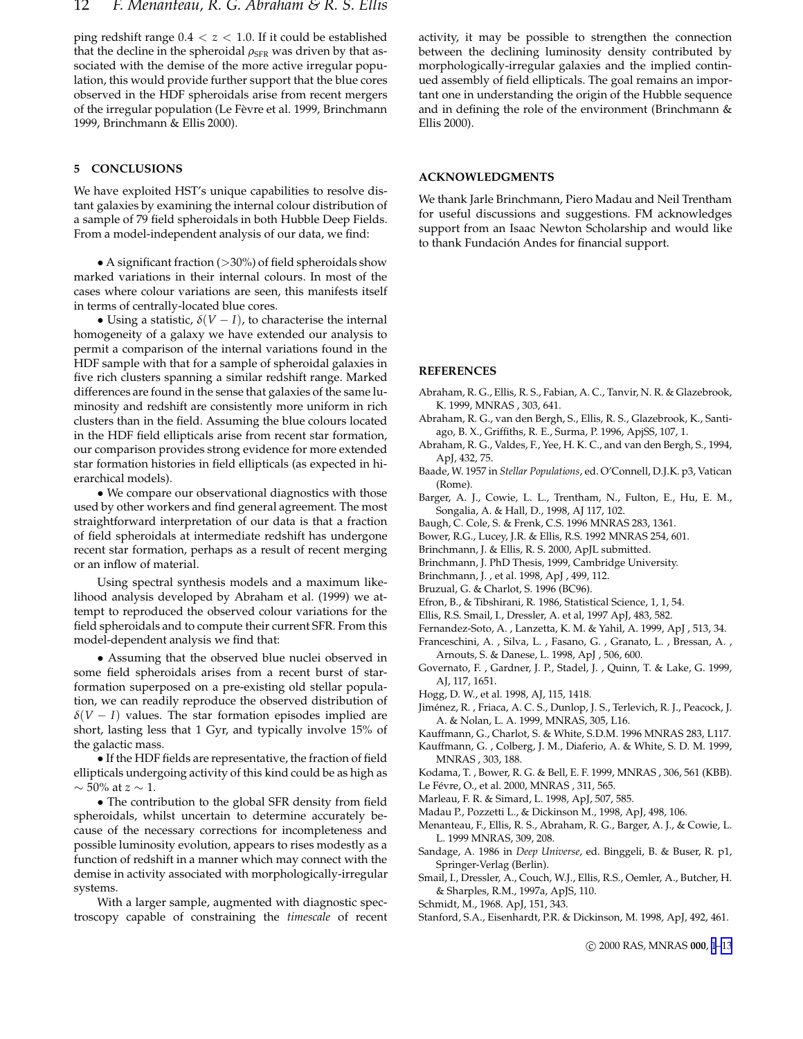ping redshift range $0.4 < z < 1.0$. If it could be established that the decline in the spheroidal $\rho_{\rm SFR}$ was driven by that associated with the demise of the more active irregular population, this would provide further support that the blue cores observed in the HDF spheroidals arise from recent mergers of the irregular population (Le Fèvre et al. 1999, Brinchmann 1999, Brinchmann & Ellis 2000).

## 5 CONCLUSIONS

We have exploited HST's unique capabilities to resolve distant galaxies by examining the internal colour distribution of a sample of 79 field spheroidals in both Hubble Deep Fields. From a model-independent analysis of our data, we find:

• A significant fraction (>30%) of field spheroidals show marked variations in their internal colours. In most of the cases where colour variations are seen, this manifests itself in terms of centrally-located blue cores.

• Using a statistic, $\delta(V-I)$, to characterise the internal homogeneity of a galaxy we have extended our analysis to permit a comparison of the internal variations found in the HDF sample with that for a sample of spheroidal galaxies in five rich clusters spanning a similar redshift range. Marked differences are found in the sense that galaxies of the same luminosity and redshift are consistently more uniform in rich clusters than in the field. Assuming the blue colours located in the HDF field ellipticals arise from recent star formation, our comparison provides strong evidence for more extended star formation histories in field ellipticals (as expected in hierarchical models).

• We compare our observational diagnostics with those used by other workers and find general agreement. The most straightforward interpretation of our data is that a fraction of field spheroidals at intermediate redshift has undergone recent star formation, perhaps as a result of recent merging or an inflow of material.

Using spectral synthesis models and a maximum likelihood analysis developed by Abraham et al. (1999) we attempt to reproduced the observed colour variations for the field spheroidals and to compute their current SFR. From this model-dependent analysis we find that:

• Assuming that the observed blue nuclei observed in some field spheroidals arises from a recent burst of star-formation superposed on a pre-existing old stellar population, we can readily reproduce the observed distribution of $\delta(V-I)$ values. The star formation episodes implied are short, lasting less that 1 Gyr, and typically involve 15% of the galactic mass.

• If the HDF fields are representative, the fraction of field ellipticals undergoing activity of this kind could be as high as $\sim 50\%$ at $z \sim 1$.

• The contribution to the global SFR density from field spheroidals, whilst uncertain to determine accurately because of the necessary corrections for incompleteness and possible luminosity evolution, appears to rises modestly as a function of redshift in a manner which may connect with the demise in activity associated with morphologically-irregular systems.

With a larger sample, augmented with diagnostic spectroscopy capable of constraining the *timescale* of recent activity, it may be possible to strengthen the connection between the declining luminosity density contributed by morphologically-irregular galaxies and the implied continued assembly of field ellipticals. The goal remains an important one in understanding the origin of the Hubble sequence and in defining the role of the environment (Brinchmann & Ellis 2000).

## ACKNOWLEDGMENTS

We thank Jarle Brinchmann, Piero Madau and Neil Trentham for useful discussions and suggestions. FM acknowledges support from an Isaac Newton Scholarship and would like to thank Fundación Andes for financial support.

## REFERENCES

Abraham, R. G., Ellis, R. S., Fabian, A. C., Tanvir, N. R. & Glazebrook, K. 1999, MNRAS , 303, 641.
Abraham, R. G., van den Bergh, S., Ellis, R. S., Glazebrook, K., Santiago, B. X., Griffiths, R. E., Surma, P. 1996, ApjSS, 107, 1.
Abraham, R. G., Valdes, F., Yee, H. K. C., and van den Bergh, S., 1994, ApJ, 432, 75.
Baade, W. 1957 in *Stellar Populations*, ed. O'Connell, D.J.K. p3, Vatican (Rome).
Barger, A. J., Cowie, L. L., Trentham, N., Fulton, E., Hu, E. M., Songalia, A. & Hall, D., 1998, AJ 117, 102.
Baugh, C. Cole, S. & Frenk, C.S. 1996 MNRAS 283, 1361.
Bower, R.G., Lucey, J.R. & Ellis, R.S. 1992 MNRAS 254, 601.
Brinchmann, J. & Ellis, R. S. 2000, ApJL submitted.
Brinchmann, J. PhD Thesis, 1999, Cambridge University.
Brinchmann, J. , et al. 1998, ApJ , 499, 112.
Bruzual, G. & Charlot, S. 1996 (BC96).
Efron, B., & Tibshirani, R. 1986, Statistical Science, 1, 1, 54.
Ellis, R.S. Smail, I., Dressler, A. et al, 1997 ApJ, 483, 582.
Fernandez-Soto, A. , Lanzetta, K. M. & Yahil, A. 1999, ApJ , 513, 34.
Franceschini, A. , Silva, L. , Fasano, G. , Granato, L. , Bressan, A. , Arnouts, S. & Danese, L. 1998, ApJ , 506, 600.
Governato, F. , Gardner, J. P., Stadel, J. , Quinn, T. & Lake, G. 1999, AJ, 117, 1651.
Hogg, D. W., et al. 1998, AJ, 115, 1418.
Jiménez, R. , Friaca, A. C. S., Dunlop, J. S., Terlevich, R. J., Peacock, J. A. & Nolan, L. A. 1999, MNRAS, 305, L16.
Kauffmann, G., Charlot, S. & White, S.D.M. 1996 MNRAS 283, L117.
Kauffmann, G. , Colberg, J. M., Diaferio, A. & White, S. D. M. 1999, MNRAS , 303, 188.
Kodama, T. , Bower, R. G. & Bell, E. F. 1999, MNRAS , 306, 561 (KBB).
Le Févre, O., et al. 2000, MNRAS , 311, 565.
Marleau, F. R. & Simard, L. 1998, ApJ, 507, 585.
Madau P., Pozzetti L., & Dickinson M., 1998, ApJ, 498, 106.
Menanteau, F., Ellis, R. S., Abraham, R. G., Barger, A. J., & Cowie, L. L. 1999 MNRAS, 309, 208.
Sandage, A. 1986 in *Deep Universe*, ed. Binggeli, B. & Buser, R. p1, Springer-Verlag (Berlin).
Smail, I., Dressler, A., Couch, W.J., Ellis, R.S., Oemler, A., Butcher, H. & Sharples, R.M., 1997a, ApJS, 110.
Schmidt, M., 1968. ApJ, 151, 343.
Stanford, S.A., Eisenhardt, P.R. & Dickinson, M. 1998, ApJ, 492, 461.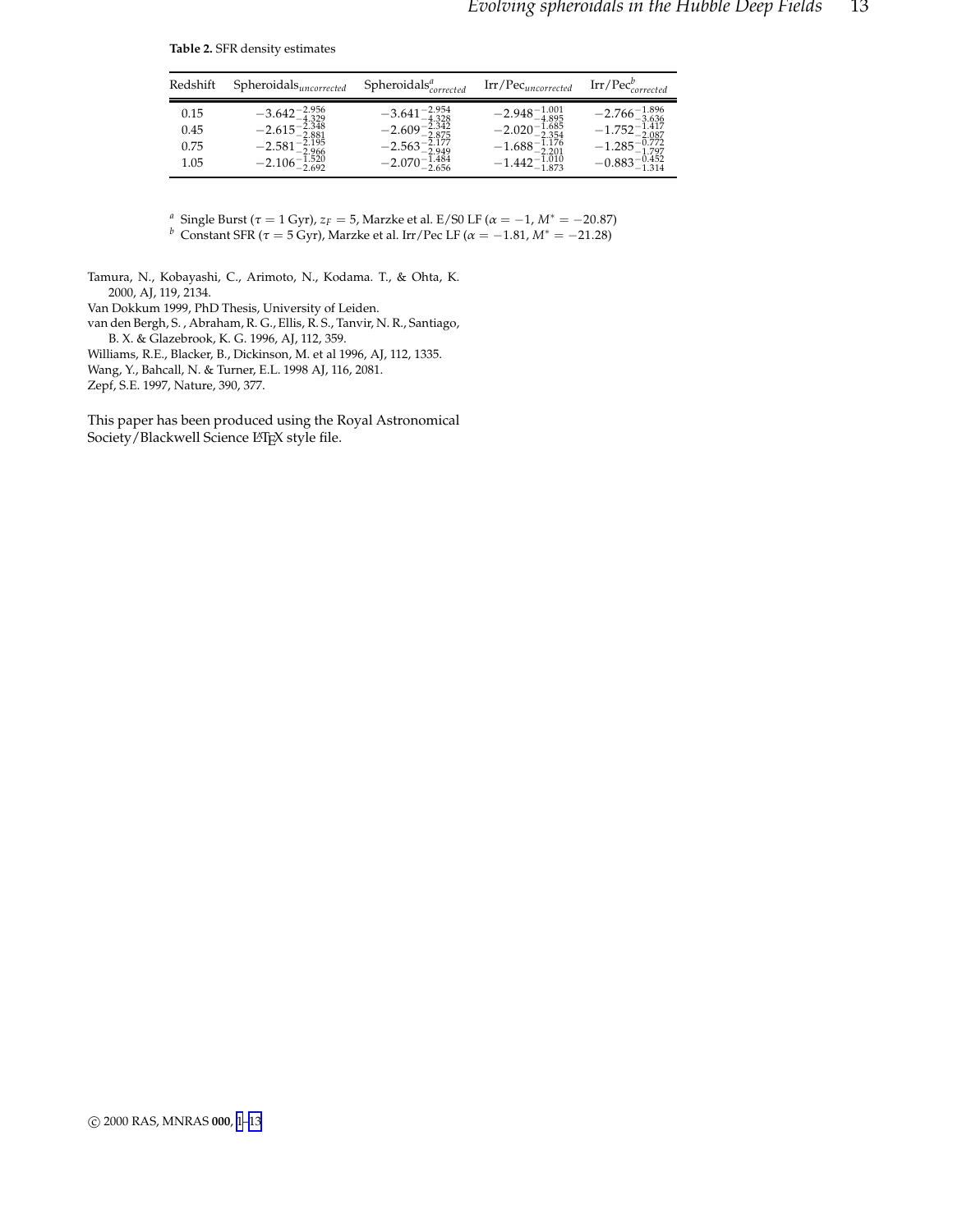**Table 2.** SFR density estimates

| Redshift | Spheroidals$_{uncorrected}$ | Spheroidals$^{a}_{corrected}$ | Irr/Pec$_{uncorrected}$ | Irr/Pec$^{b}_{corrected}$ |
|---|---|---|---|---|
| 0.15 | $-3.642^{-2.956}_{-4.329}$ | $-3.641^{-2.954}_{-4.328}$ | $-2.948^{-1.001}_{-4.895}$ | $-2.766^{-1.896}_{-3.636}$ |
| 0.45 | $-2.615^{-2.348}_{-2.881}$ | $-2.609^{-2.342}_{-2.875}$ | $-2.020^{-1.685}_{-2.354}$ | $-1.752^{-1.417}_{-2.087}$ |
| 0.75 | $-2.581^{-2.195}_{-2.966}$ | $-2.563^{-2.177}_{-2.949}$ | $-1.688^{-1.176}_{-2.201}$ | $-1.285^{-0.772}_{-1.797}$ |
| 1.05 | $-2.106^{-1.520}_{-2.692}$ | $-2.070^{-1.484}_{-2.656}$ | $-1.442^{-1.010}_{-1.873}$ | $-0.883^{-0.452}_{-1.314}$ |

[a] Single Burst ($\tau = 1$ Gyr), $z_F = 5$, Marzke et al. E/S0 LF ($\alpha = -1$, $M^{*} = -20.87$)
[b] Constant SFR ($\tau = 5$ Gyr), Marzke et al. Irr/Pec LF ($\alpha = -1.81$, $M^{*} = -21.28$)

Tamura, N., Kobayashi, C., Arimoto, N., Kodama. T., & Ohta, K. 2000, AJ, 119, 2134.
Van Dokkum 1999, PhD Thesis, University of Leiden.
van den Bergh, S. , Abraham, R. G., Ellis, R. S., Tanvir, N. R., Santiago, B. X. & Glazebrook, K. G. 1996, AJ, 112, 359.
Williams, R.E., Blacker, B., Dickinson, M. et al 1996, AJ, 112, 1335.
Wang, Y., Bahcall, N. & Turner, E.L. 1998 AJ, 116, 2081.
Zepf, S.E. 1997, Nature, 390, 377.

This paper has been produced using the Royal Astronomical Society/Blackwell Science LaTeX style file.